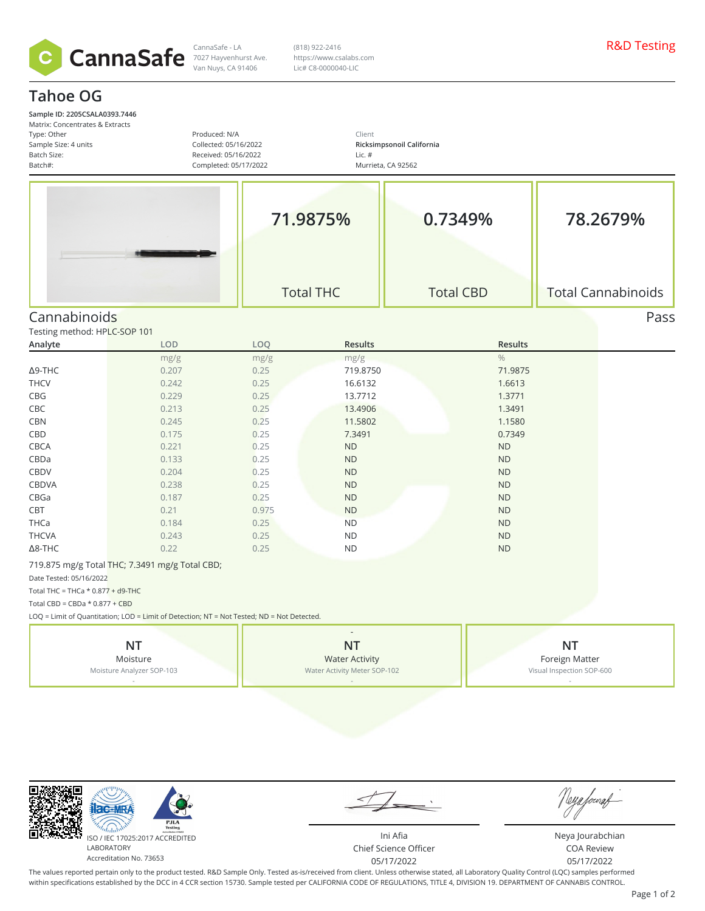CannaSafe

CannaSafe - LA
7027 Hayvenhurst Ave.
Van Nuys, CA 91406

(818) 922-2416
https://www.csalabs.com
Lic# C8-0000040-LIC

R&D Testing

# Tahoe OG

**Sample ID: 2205CSALA0393.7446**
Matrix: Concentrates & Extracts
Type: Other
Sample Size: 4 units
Batch Size:
Batch#:

Produced: N/A
Collected: 05/16/2022
Received: 05/16/2022
Completed: 05/17/2022

Client
**Ricksimpsonoil California**
Lic. #
Murrieta, CA 92562

| 71.9875% | 0.7349% | 78.2679% |
|---|---|---|
| Total THC | Total CBD | Total Cannabinoids |

## Cannabinoids

Pass

Testing method: HPLC-SOP 101

| Analyte | LOD | LOQ | Results | Results |
|---|---|---|---|---|
| | mg/g | mg/g | mg/g | % |
| Δ9-THC | 0.207 | 0.25 | 719.8750 | 71.9875 |
| THCV | 0.242 | 0.25 | 16.6132 | 1.6613 |
| CBG | 0.229 | 0.25 | 13.7712 | 1.3771 |
| CBC | 0.213 | 0.25 | 13.4906 | 1.3491 |
| CBN | 0.245 | 0.25 | 11.5802 | 1.1580 |
| CBD | 0.175 | 0.25 | 7.3491 | 0.7349 |
| CBCA | 0.221 | 0.25 | ND | ND |
| CBDa | 0.133 | 0.25 | ND | ND |
| CBDV | 0.204 | 0.25 | ND | ND |
| CBDVA | 0.238 | 0.25 | ND | ND |
| CBGa | 0.187 | 0.25 | ND | ND |
| CBT | 0.21 | 0.975 | ND | ND |
| THCa | 0.184 | 0.25 | ND | ND |
| THCVA | 0.243 | 0.25 | ND | ND |
| Δ8-THC | 0.22 | 0.25 | ND | ND |

719.875 mg/g Total THC; 7.3491 mg/g Total CBD;

Date Tested: 05/16/2022

Total THC = THCa * 0.877 + d9-THC

Total CBD = CBDa * 0.877 + CBD

LOQ = Limit of Quantitation; LOD = Limit of Detection; NT = Not Tested; ND = Not Detected.

| NT | NT | NT |
|---|---|---|
| Moisture | Water Activity | Foreign Matter |
| Moisture Analyzer SOP-103 | Water Activity Meter SOP-102 | Visual Inspection SOP-600 |

ISO / IEC 17025:2017 ACCREDITED LABORATORY
Accreditation No. 73653

Ini Afia
Chief Science Officer
05/17/2022

Neya Jourabchian
COA Review
05/17/2022

The values reported pertain only to the product tested. R&D Sample Only. Tested as-is/received from client. Unless otherwise stated, all Laboratory Quality Control (LQC) samples performed within specifications established by the DCC in 4 CCR section 15730. Sample tested per CALIFORNIA CODE OF REGULATIONS, TITLE 4, DIVISION 19. DEPARTMENT OF CANNABIS CONTROL.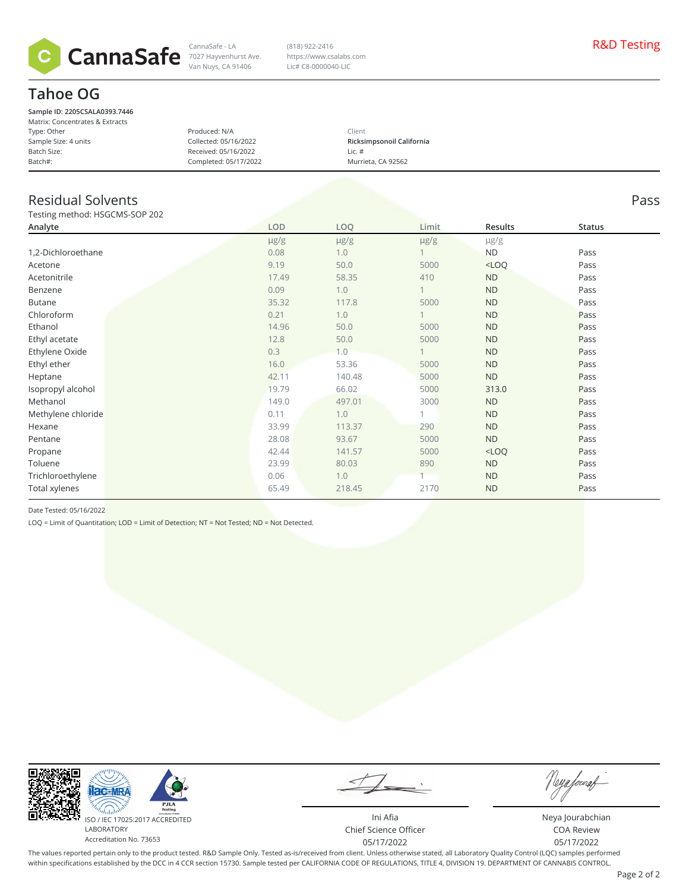CannaSafe

CannaSafe - LA
7027 Hayvenhurst Ave.
Van Nuys, CA 91406

(818) 922-2416
https://www.csalabs.com
Lic# C8-0000040-LIC

R&D Testing

# Tahoe OG

**Sample ID: 2205CSALA0393.7446**
Matrix: Concentrates & Extracts

| | | |
|---|---|---|
| Type: Other | Produced: N/A | Client |
| Sample Size: 4 units | Collected: 05/16/2022 | **Ricksimpsonoil California** |
| Batch Size: | Received: 05/16/2022 | Lic. # |
| Batch#: | Completed: 05/17/2022 | Murrieta, CA 92562 |

## Residual Solvents

Pass

Testing method: HSGCMS-SOP 202

| Analyte | LOD | LOQ | Limit | Results | Status |
|---|---|---|---|---|---|
| | µg/g | µg/g | µg/g | µg/g | |
| 1,2-Dichloroethane | 0.08 | 1.0 | 1 | ND | Pass |
| Acetone | 9.19 | 50.0 | 5000 | <LOQ | Pass |
| Acetonitrile | 17.49 | 58.35 | 410 | ND | Pass |
| Benzene | 0.09 | 1.0 | 1 | ND | Pass |
| Butane | 35.32 | 117.8 | 5000 | ND | Pass |
| Chloroform | 0.21 | 1.0 | 1 | ND | Pass |
| Ethanol | 14.96 | 50.0 | 5000 | ND | Pass |
| Ethyl acetate | 12.8 | 50.0 | 5000 | ND | Pass |
| Ethylene Oxide | 0.3 | 1.0 | 1 | ND | Pass |
| Ethyl ether | 16.0 | 53.36 | 5000 | ND | Pass |
| Heptane | 42.11 | 140.48 | 5000 | ND | Pass |
| Isopropyl alcohol | 19.79 | 66.02 | 5000 | 313.0 | Pass |
| Methanol | 149.0 | 497.01 | 3000 | ND | Pass |
| Methylene chloride | 0.11 | 1.0 | 1 | ND | Pass |
| Hexane | 33.99 | 113.37 | 290 | ND | Pass |
| Pentane | 28.08 | 93.67 | 5000 | ND | Pass |
| Propane | 42.44 | 141.57 | 5000 | <LOQ | Pass |
| Toluene | 23.99 | 80.03 | 890 | ND | Pass |
| Trichloroethylene | 0.06 | 1.0 | 1 | ND | Pass |
| Total xylenes | 65.49 | 218.45 | 2170 | ND | Pass |

Date Tested: 05/16/2022

LOQ = Limit of Quantitation; LOD = Limit of Detection; NT = Not Tested; ND = Not Detected.

ISO / IEC 17025:2017 ACCREDITED
LABORATORY
Accreditation No. 73653

Ini Afia
Chief Science Officer
05/17/2022

Neya Jourabchian
COA Review
05/17/2022

The values reported pertain only to the product tested. R&D Sample Only. Tested as-is/received from client. Unless otherwise stated, all Laboratory Quality Control (LQC) samples performed within specifications established by the DCC in 4 CCR section 15730. Sample tested per CALIFORNIA CODE OF REGULATIONS, TITLE 4, DIVISION 19. DEPARTMENT OF CANNABIS CONTROL.